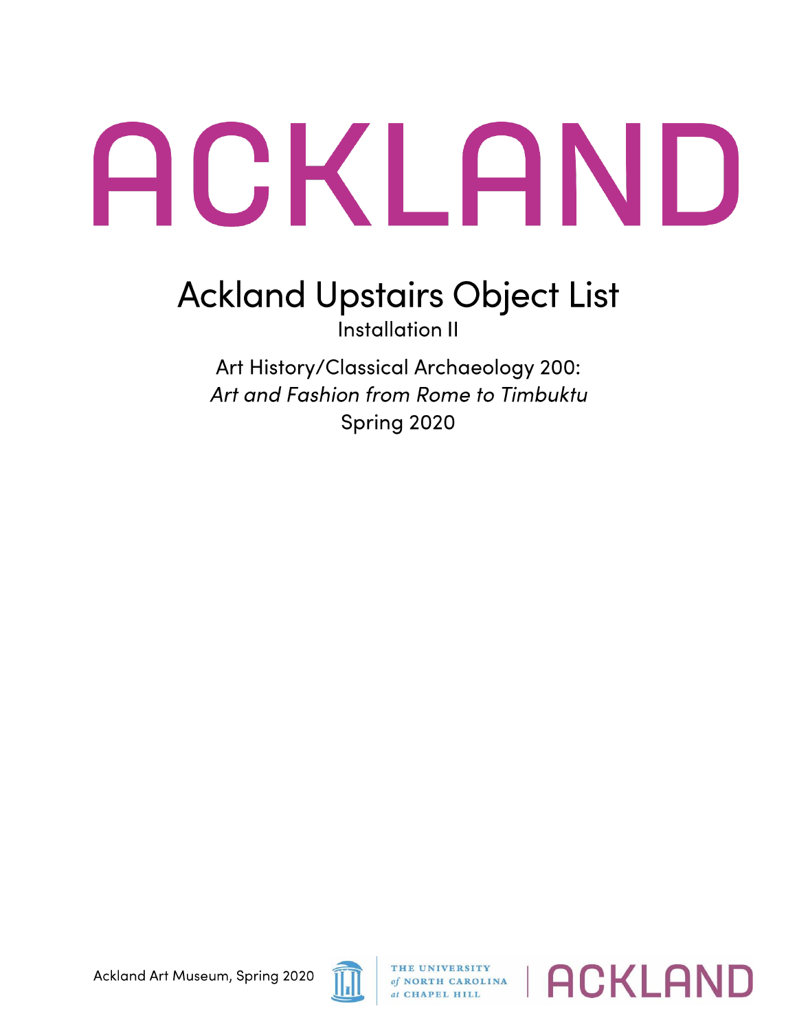# ACKLAND

## Ackland Upstairs Object List

Installation II

Art History/Classical Archaeology 200:
*Art and Fashion from Rome to Timbuktu*
Spring 2020

Ackland Art Museum, Spring 2020

THE UNIVERSITY *of* NORTH CAROLINA *at* CHAPEL HILL | ACKLAND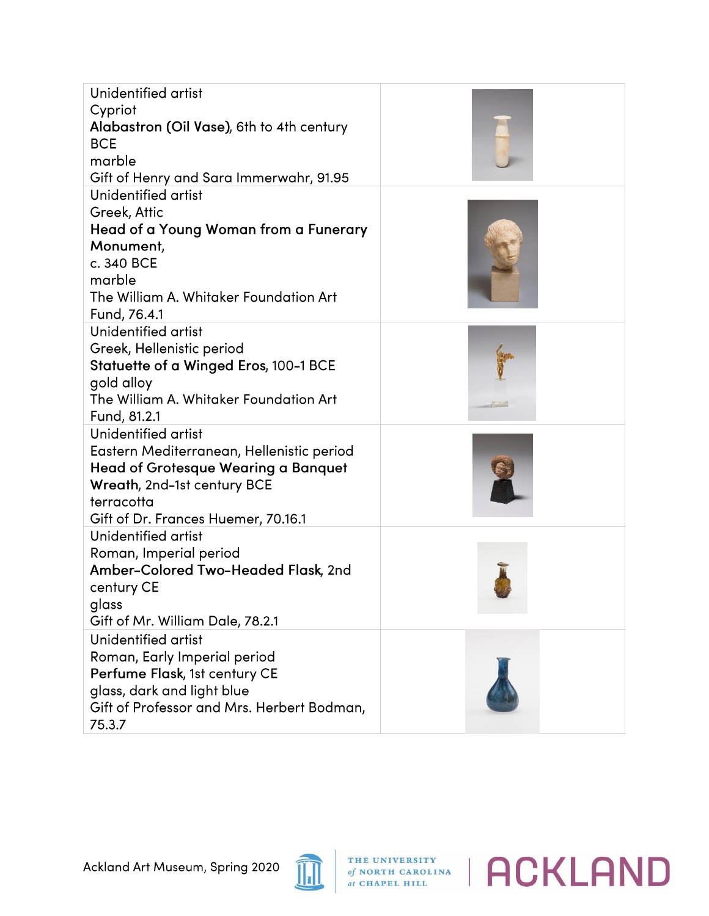| | |
|---|---|
| Unidentified artist<br>Cypriot<br>**Alabastron (Oil Vase)**, 6th to 4th century BCE<br>marble<br>Gift of Henry and Sara Immerwahr, 91.95 | |
| Unidentified artist<br>Greek, Attic<br>**Head of a Young Woman from a Funerary Monument**,<br>c. 340 BCE<br>marble<br>The William A. Whitaker Foundation Art Fund, 76.4.1 | |
| Unidentified artist<br>Greek, Hellenistic period<br>**Statuette of a Winged Eros**, 100-1 BCE<br>gold alloy<br>The William A. Whitaker Foundation Art Fund, 81.2.1 | |
| Unidentified artist<br>Eastern Mediterranean, Hellenistic period<br>**Head of Grotesque Wearing a Banquet Wreath**, 2nd-1st century BCE<br>terracotta<br>Gift of Dr. Frances Huemer, 70.16.1 | |
| Unidentified artist<br>Roman, Imperial period<br>**Amber-Colored Two-Headed Flask**, 2nd century CE<br>glass<br>Gift of Mr. William Dale, 78.2.1 | |
| Unidentified artist<br>Roman, Early Imperial period<br>**Perfume Flask**, 1st century CE<br>glass, dark and light blue<br>Gift of Professor and Mrs. Herbert Bodman, 75.3.7 | |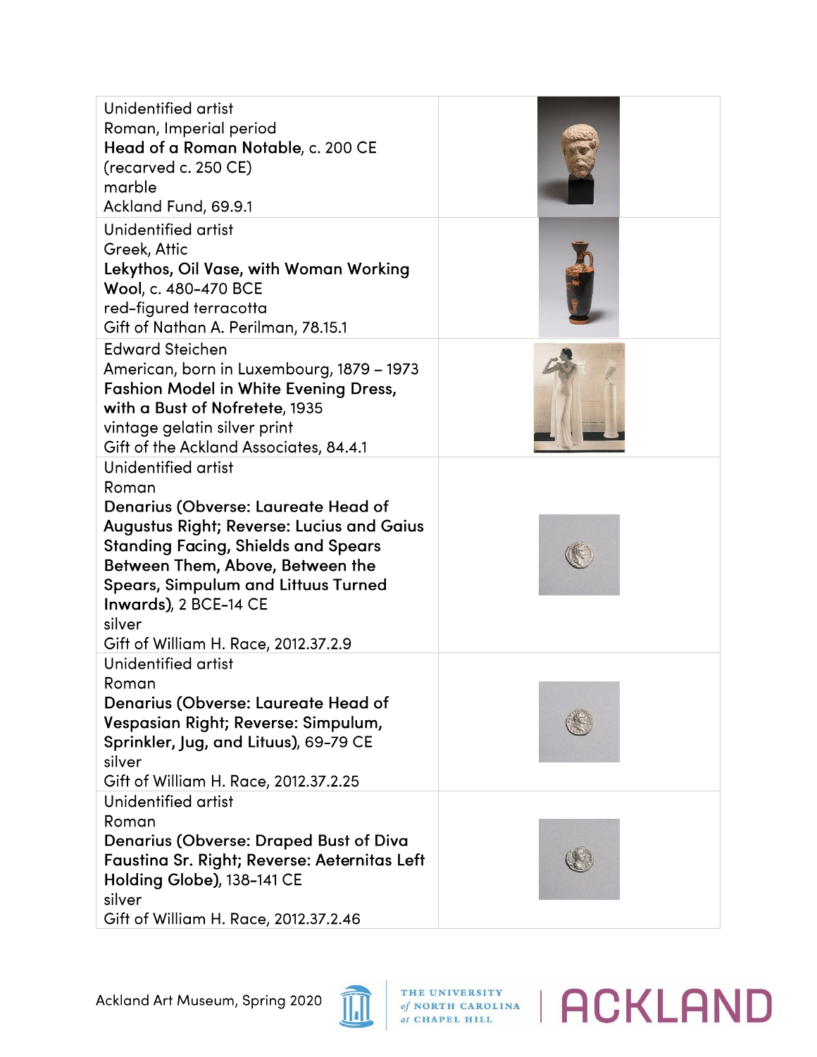| | |
|---|---|
| Unidentified artist<br>Roman, Imperial period<br>**Head of a Roman Notable**, c. 200 CE (recarved c. 250 CE)<br>marble<br>Ackland Fund, 69.9.1 | |
| Unidentified artist<br>Greek, Attic<br>**Lekythos, Oil Vase, with Woman Working Wool**, c. 480-470 BCE<br>red-figured terracotta<br>Gift of Nathan A. Perilman, 78.15.1 | |
| Edward Steichen<br>American, born in Luxembourg, 1879 – 1973<br>**Fashion Model in White Evening Dress, with a Bust of Nofretete**, 1935<br>vintage gelatin silver print<br>Gift of the Ackland Associates, 84.4.1 | |
| Unidentified artist<br>Roman<br>**Denarius (Obverse: Laureate Head of Augustus Right; Reverse: Lucius and Gaius Standing Facing, Shields and Spears Between Them, Above, Between the Spears, Simpulum and Littuus Turned Inwards)**, 2 BCE-14 CE<br>silver<br>Gift of William H. Race, 2012.37.2.9 | |
| Unidentified artist<br>Roman<br>**Denarius (Obverse: Laureate Head of Vespasian Right; Reverse: Simpulum, Sprinkler, Jug, and Lituus)**, 69-79 CE<br>silver<br>Gift of William H. Race, 2012.37.2.25 | |
| Unidentified artist<br>Roman<br>**Denarius (Obverse: Draped Bust of Diva Faustina Sr. Right; Reverse: Aeternitas Left Holding Globe)**, 138-141 CE<br>silver<br>Gift of William H. Race, 2012.37.2.46 | |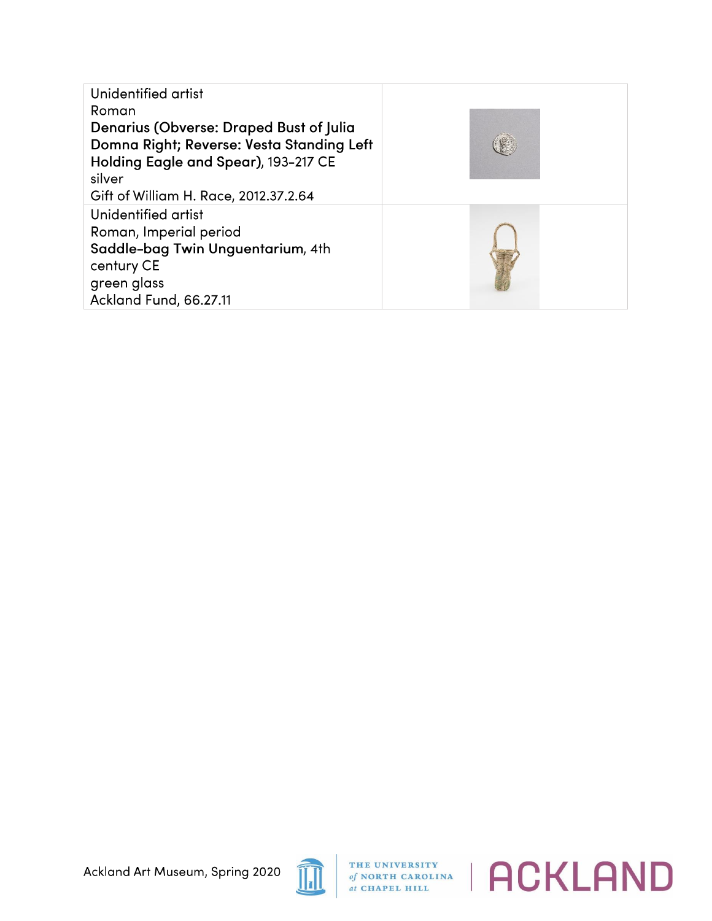| | |
|---|---|
| Unidentified artist<br>Roman<br>**Denarius (Obverse: Draped Bust of Julia Domna Right; Reverse: Vesta Standing Left Holding Eagle and Spear)**, 193-217 CE<br>silver<br>Gift of William H. Race, 2012.37.2.64 | |
| Unidentified artist<br>Roman, Imperial period<br>**Saddle-bag Twin Unguentarium**, 4th century CE<br>green glass<br>Ackland Fund, 66.27.11 | |